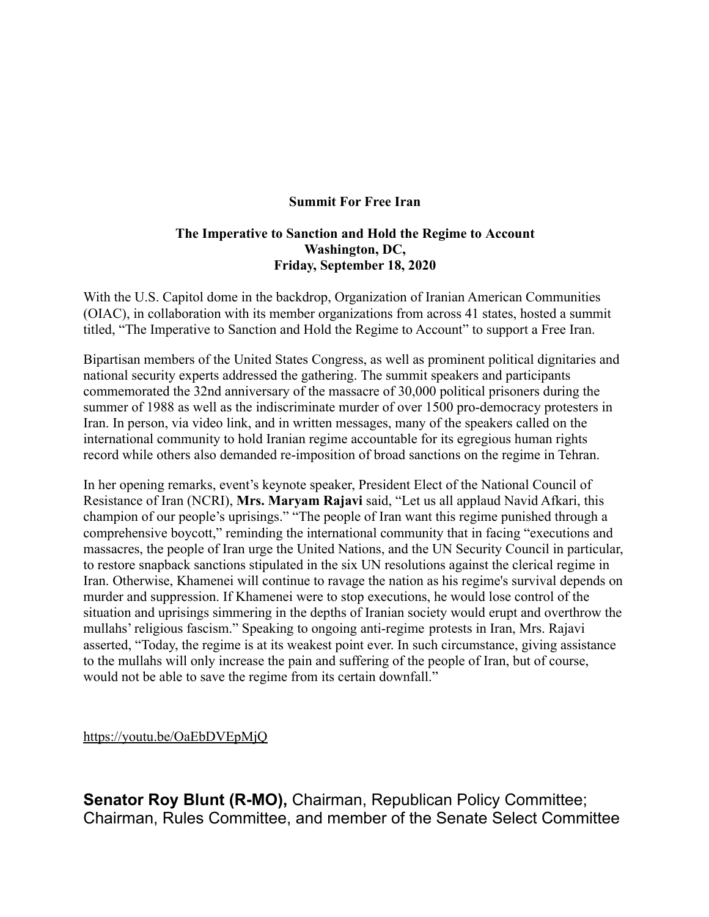**Summit For Free Iran**

**The Imperative to Sanction and Hold the Regime to Account**
**Washington, DC,**
**Friday, September 18, 2020**

With the U.S. Capitol dome in the backdrop, Organization of Iranian American Communities (OIAC), in collaboration with its member organizations from across 41 states, hosted a summit titled, "The Imperative to Sanction and Hold the Regime to Account" to support a Free Iran.

Bipartisan members of the United States Congress, as well as prominent political dignitaries and national security experts addressed the gathering. The summit speakers and participants commemorated the 32nd anniversary of the massacre of 30,000 political prisoners during the summer of 1988 as well as the indiscriminate murder of over 1500 pro-democracy protesters in Iran. In person, via video link, and in written messages, many of the speakers called on the international community to hold Iranian regime accountable for its egregious human rights record while others also demanded re-imposition of broad sanctions on the regime in Tehran.

In her opening remarks, event's keynote speaker, President Elect of the National Council of Resistance of Iran (NCRI), **Mrs. Maryam Rajavi** said, "Let us all applaud Navid Afkari, this champion of our people's uprisings." "The people of Iran want this regime punished through a comprehensive boycott," reminding the international community that in facing "executions and massacres, the people of Iran urge the United Nations, and the UN Security Council in particular, to restore snapback sanctions stipulated in the six UN resolutions against the clerical regime in Iran. Otherwise, Khamenei will continue to ravage the nation as his regime's survival depends on murder and suppression. If Khamenei were to stop executions, he would lose control of the situation and uprisings simmering in the depths of Iranian society would erupt and overthrow the mullahs' religious fascism." Speaking to ongoing anti-regime protests in Iran, Mrs. Rajavi asserted, "Today, the regime is at its weakest point ever. In such circumstance, giving assistance to the mullahs will only increase the pain and suffering of the people of Iran, but of course, would not be able to save the regime from its certain downfall."

https://youtu.be/OaEbDVEpMjQ

**Senator Roy Blunt (R-MO),** Chairman, Republican Policy Committee; Chairman, Rules Committee, and member of the Senate Select Committee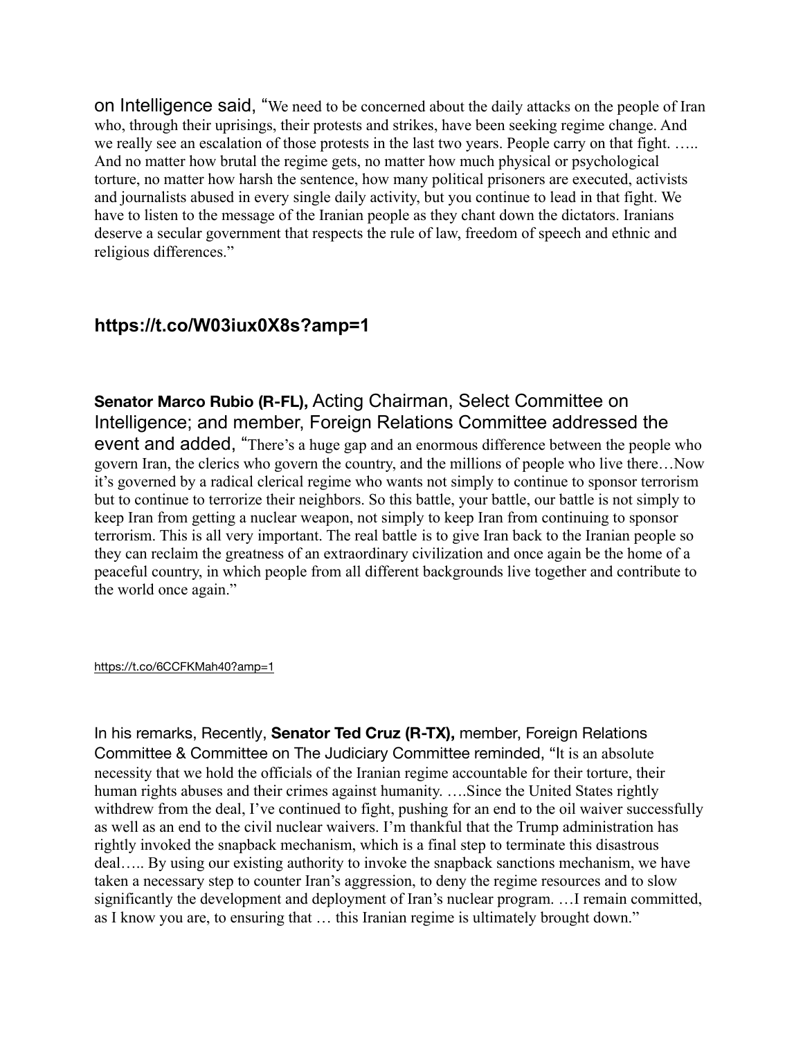on Intelligence said, "We need to be concerned about the daily attacks on the people of Iran who, through their uprisings, their protests and strikes, have been seeking regime change. And we really see an escalation of those protests in the last two years. People carry on that fight. ….. And no matter how brutal the regime gets, no matter how much physical or psychological torture, no matter how harsh the sentence, how many political prisoners are executed, activists and journalists abused in every single daily activity, but you continue to lead in that fight. We have to listen to the message of the Iranian people as they chant down the dictators. Iranians deserve a secular government that respects the rule of law, freedom of speech and ethnic and religious differences."

**https://t.co/W03iux0X8s?amp=1**

**Senator Marco Rubio (R-FL),** Acting Chairman, Select Committee on Intelligence; and member, Foreign Relations Committee addressed the event and added, "There's a huge gap and an enormous difference between the people who govern Iran, the clerics who govern the country, and the millions of people who live there…Now it's governed by a radical clerical regime who wants not simply to continue to sponsor terrorism but to continue to terrorize their neighbors. So this battle, your battle, our battle is not simply to keep Iran from getting a nuclear weapon, not simply to keep Iran from continuing to sponsor terrorism. This is all very important. The real battle is to give Iran back to the Iranian people so they can reclaim the greatness of an extraordinary civilization and once again be the home of a peaceful country, in which people from all different backgrounds live together and contribute to the world once again."

https://t.co/6CCFKMah40?amp=1

In his remarks, Recently, **Senator Ted Cruz (R-TX),** member, Foreign Relations Committee & Committee on The Judiciary Committee reminded, "It is an absolute necessity that we hold the officials of the Iranian regime accountable for their torture, their human rights abuses and their crimes against humanity. ….Since the United States rightly withdrew from the deal, I've continued to fight, pushing for an end to the oil waiver successfully as well as an end to the civil nuclear waivers. I'm thankful that the Trump administration has rightly invoked the snapback mechanism, which is a final step to terminate this disastrous deal….. By using our existing authority to invoke the snapback sanctions mechanism, we have taken a necessary step to counter Iran's aggression, to deny the regime resources and to slow significantly the development and deployment of Iran's nuclear program. …I remain committed, as I know you are, to ensuring that … this Iranian regime is ultimately brought down."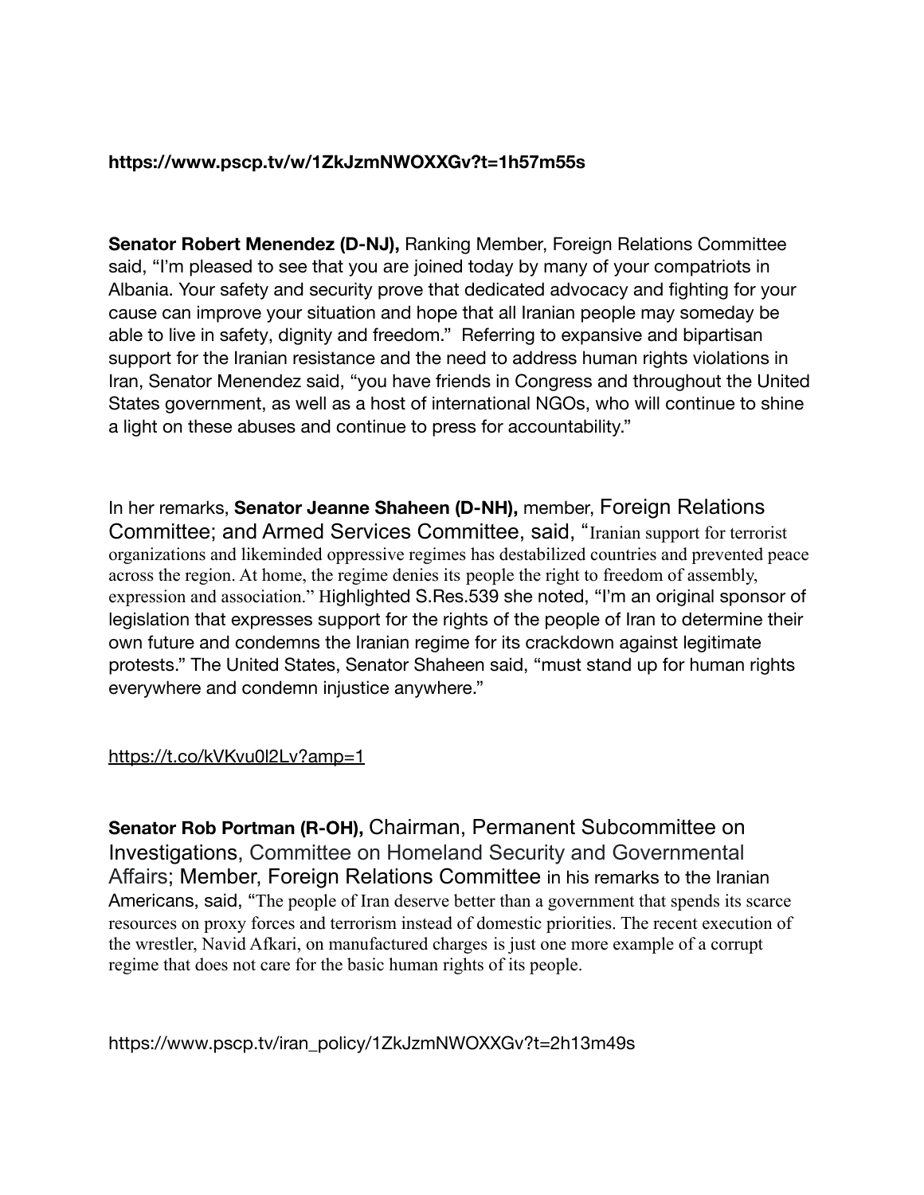**https://www.pscp.tv/w/1ZkJzmNWOXXGv?t=1h57m55s**

**Senator Robert Menendez (D-NJ),** Ranking Member, Foreign Relations Committee said, "I'm pleased to see that you are joined today by many of your compatriots in Albania. Your safety and security prove that dedicated advocacy and fighting for your cause can improve your situation and hope that all Iranian people may someday be able to live in safety, dignity and freedom." Referring to expansive and bipartisan support for the Iranian resistance and the need to address human rights violations in Iran, Senator Menendez said, "you have friends in Congress and throughout the United States government, as well as a host of international NGOs, who will continue to shine a light on these abuses and continue to press for accountability."

In her remarks, **Senator Jeanne Shaheen (D-NH),** member, Foreign Relations Committee; and Armed Services Committee, said, "Iranian support for terrorist organizations and likeminded oppressive regimes has destabilized countries and prevented peace across the region. At home, the regime denies its people the right to freedom of assembly, expression and association." Highlighted S.Res.539 she noted, "I'm an original sponsor of legislation that expresses support for the rights of the people of Iran to determine their own future and condemns the Iranian regime for its crackdown against legitimate protests." The United States, Senator Shaheen said, "must stand up for human rights everywhere and condemn injustice anywhere."

https://t.co/kVKvu0l2Lv?amp=1

**Senator Rob Portman (R-OH),** Chairman, Permanent Subcommittee on Investigations, Committee on Homeland Security and Governmental Affairs; Member, Foreign Relations Committee in his remarks to the Iranian Americans, said, "The people of Iran deserve better than a government that spends its scarce resources on proxy forces and terrorism instead of domestic priorities. The recent execution of the wrestler, Navid Afkari, on manufactured charges is just one more example of a corrupt regime that does not care for the basic human rights of its people.

https://www.pscp.tv/iran_policy/1ZkJzmNWOXXGv?t=2h13m49s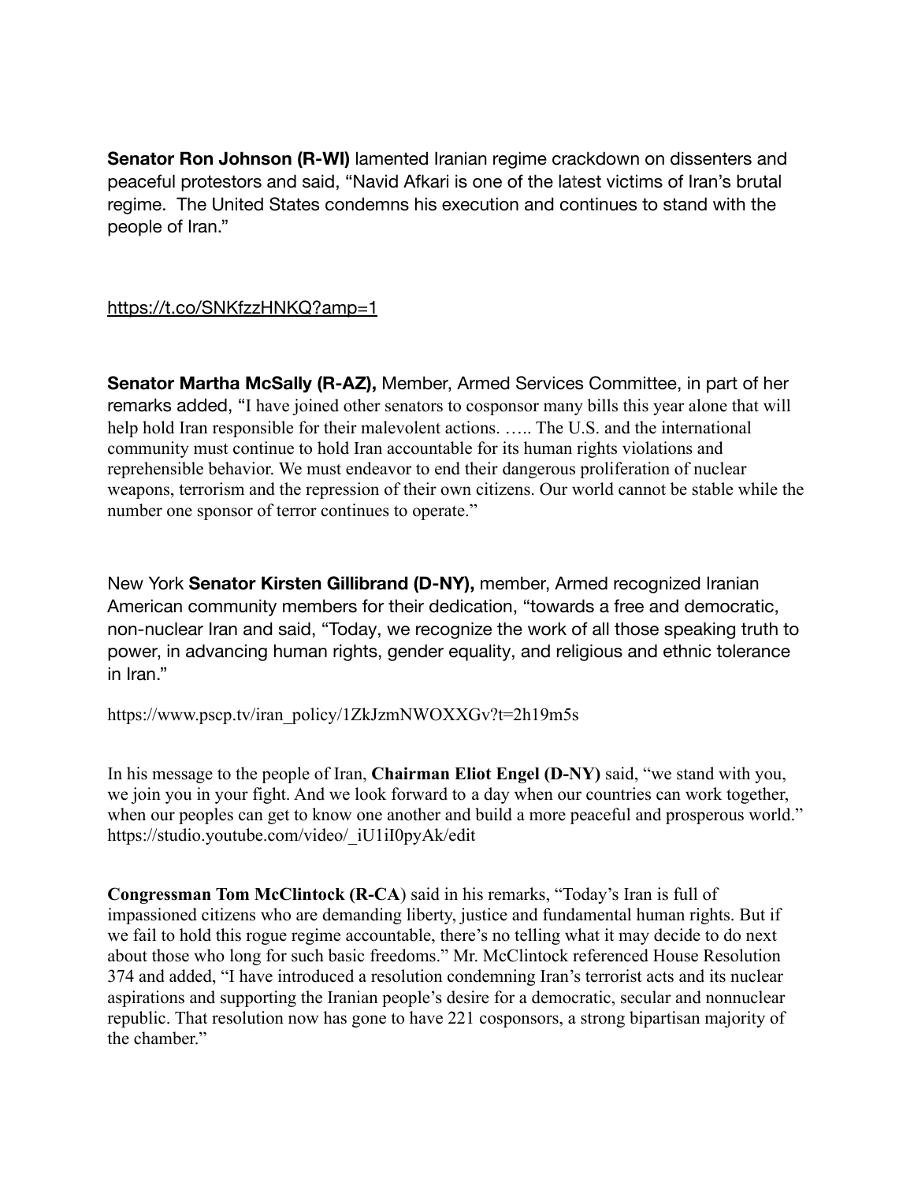**Senator Ron Johnson (R-WI)** lamented Iranian regime crackdown on dissenters and peaceful protestors and said, "Navid Afkari is one of the latest victims of Iran's brutal regime. The United States condemns his execution and continues to stand with the people of Iran."

https://t.co/SNKfzzHNKQ?amp=1

**Senator Martha McSally (R-AZ),** Member, Armed Services Committee, in part of her remarks added, "I have joined other senators to cosponsor many bills this year alone that will help hold Iran responsible for their malevolent actions. ….. The U.S. and the international community must continue to hold Iran accountable for its human rights violations and reprehensible behavior. We must endeavor to end their dangerous proliferation of nuclear weapons, terrorism and the repression of their own citizens. Our world cannot be stable while the number one sponsor of terror continues to operate."

New York **Senator Kirsten Gillibrand (D-NY),** member, Armed recognized Iranian American community members for their dedication, "towards a free and democratic, non-nuclear Iran and said, "Today, we recognize the work of all those speaking truth to power, in advancing human rights, gender equality, and religious and ethnic tolerance in Iran."

https://www.pscp.tv/iran_policy/1ZkJzmNWOXXGv?t=2h19m5s

In his message to the people of Iran, **Chairman Eliot Engel (D-NY)** said, "we stand with you, we join you in your fight. And we look forward to a day when our countries can work together, when our peoples can get to know one another and build a more peaceful and prosperous world." https://studio.youtube.com/video/_iU1iI0pyAk/edit

**Congressman Tom McClintock (R-CA**) said in his remarks, "Today's Iran is full of impassioned citizens who are demanding liberty, justice and fundamental human rights. But if we fail to hold this rogue regime accountable, there's no telling what it may decide to do next about those who long for such basic freedoms." Mr. McClintock referenced House Resolution 374 and added, "I have introduced a resolution condemning Iran's terrorist acts and its nuclear aspirations and supporting the Iranian people's desire for a democratic, secular and nonnuclear republic. That resolution now has gone to have 221 cosponsors, a strong bipartisan majority of the chamber."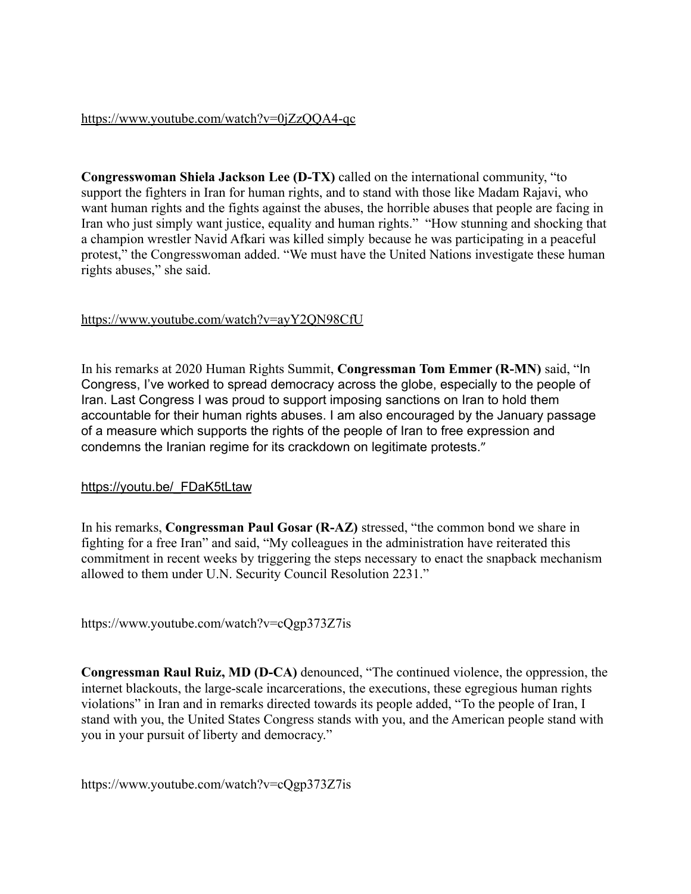https://www.youtube.com/watch?v=0jZzQQA4-qc

**Congresswoman Shiela Jackson Lee (D-TX)** called on the international community, "to support the fighters in Iran for human rights, and to stand with those like Madam Rajavi, who want human rights and the fights against the abuses, the horrible abuses that people are facing in Iran who just simply want justice, equality and human rights." "How stunning and shocking that a champion wrestler Navid Afkari was killed simply because he was participating in a peaceful protest," the Congresswoman added. "We must have the United Nations investigate these human rights abuses," she said.

https://www.youtube.com/watch?v=ayY2QN98CfU

In his remarks at 2020 Human Rights Summit, **Congressman Tom Emmer (R-MN)** said, "In Congress, I've worked to spread democracy across the globe, especially to the people of Iran. Last Congress I was proud to support imposing sanctions on Iran to hold them accountable for their human rights abuses. I am also encouraged by the January passage of a measure which supports the rights of the people of Iran to free expression and condemns the Iranian regime for its crackdown on legitimate protests."

https://youtu.be/_FDaK5tLtaw

In his remarks, **Congressman Paul Gosar (R-AZ)** stressed, "the common bond we share in fighting for a free Iran" and said, "My colleagues in the administration have reiterated this commitment in recent weeks by triggering the steps necessary to enact the snapback mechanism allowed to them under U.N. Security Council Resolution 2231."

https://www.youtube.com/watch?v=cQgp373Z7is

**Congressman Raul Ruiz, MD (D-CA)** denounced, "The continued violence, the oppression, the internet blackouts, the large-scale incarcerations, the executions, these egregious human rights violations" in Iran and in remarks directed towards its people added, "To the people of Iran, I stand with you, the United States Congress stands with you, and the American people stand with you in your pursuit of liberty and democracy."

https://www.youtube.com/watch?v=cQgp373Z7is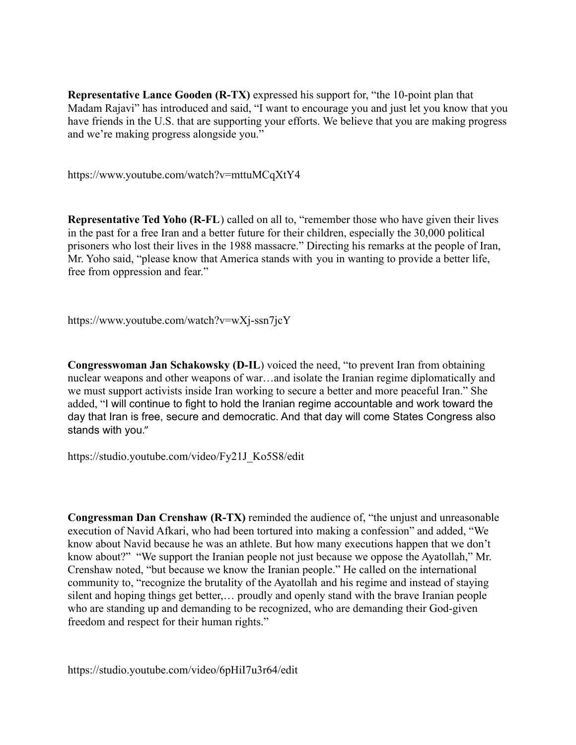**Representative Lance Gooden (R-TX)** expressed his support for, “the 10-point plan that Madam Rajavi” has introduced and said, “I want to encourage you and just let you know that you have friends in the U.S. that are supporting your efforts. We believe that you are making progress and we’re making progress alongside you.”

https://www.youtube.com/watch?v=mttuMCqXtY4

**Representative Ted Yoho (R-FL**) called on all to, “remember those who have given their lives in the past for a free Iran and a better future for their children, especially the 30,000 political prisoners who lost their lives in the 1988 massacre.” Directing his remarks at the people of Iran, Mr. Yoho said, “please know that America stands with you in wanting to provide a better life, free from oppression and fear.”

https://www.youtube.com/watch?v=wXj-ssn7jcY

**Congresswoman Jan Schakowsky (D-IL**) voiced the need, “to prevent Iran from obtaining nuclear weapons and other weapons of war…and isolate the Iranian regime diplomatically and we must support activists inside Iran working to secure a better and more peaceful Iran.” She added, “I will continue to fight to hold the Iranian regime accountable and work toward the day that Iran is free, secure and democratic. And that day will come States Congress also stands with you.”

https://studio.youtube.com/video/Fy21J_Ko5S8/edit

**Congressman Dan Crenshaw (R-TX)** reminded the audience of, “the unjust and unreasonable execution of Navid Afkari, who had been tortured into making a confession” and added, “We know about Navid because he was an athlete. But how many executions happen that we don’t know about?” “We support the Iranian people not just because we oppose the Ayatollah,” Mr. Crenshaw noted, “but because we know the Iranian people.” He called on the international community to, “recognize the brutality of the Ayatollah and his regime and instead of staying silent and hoping things get better,… proudly and openly stand with the brave Iranian people who are standing up and demanding to be recognized, who are demanding their God-given freedom and respect for their human rights.”

https://studio.youtube.com/video/6pHiI7u3r64/edit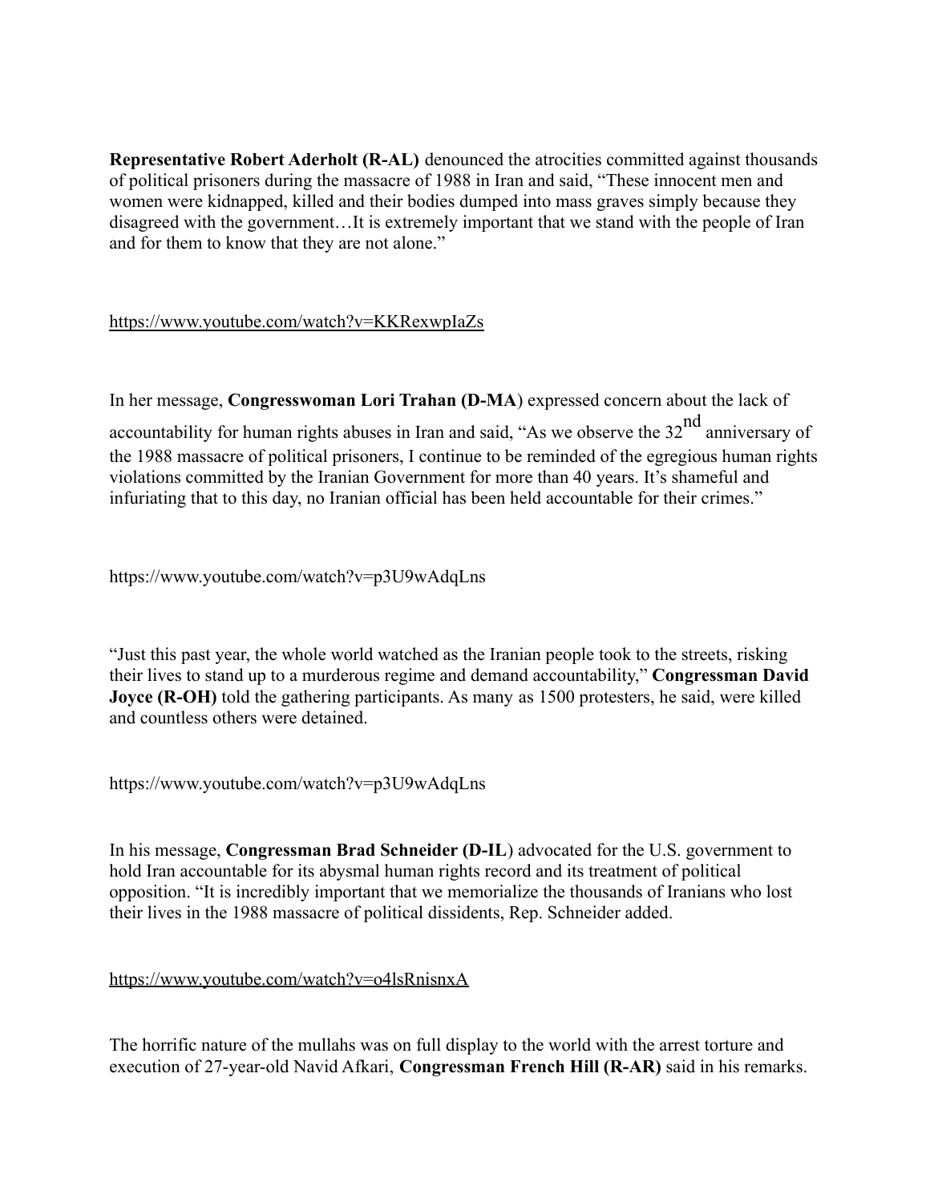**Representative Robert Aderholt (R-AL)** denounced the atrocities committed against thousands of political prisoners during the massacre of 1988 in Iran and said, "These innocent men and women were kidnapped, killed and their bodies dumped into mass graves simply because they disagreed with the government…It is extremely important that we stand with the people of Iran and for them to know that they are not alone."

https://www.youtube.com/watch?v=KKRexwpIaZs

In her message, **Congresswoman Lori Trahan (D-MA**) expressed concern about the lack of accountability for human rights abuses in Iran and said, "As we observe the 32nd anniversary of the 1988 massacre of political prisoners, I continue to be reminded of the egregious human rights violations committed by the Iranian Government for more than 40 years. It's shameful and infuriating that to this day, no Iranian official has been held accountable for their crimes."

https://www.youtube.com/watch?v=p3U9wAdqLns

"Just this past year, the whole world watched as the Iranian people took to the streets, risking their lives to stand up to a murderous regime and demand accountability," **Congressman David Joyce (R-OH)** told the gathering participants. As many as 1500 protesters, he said, were killed and countless others were detained.

https://www.youtube.com/watch?v=p3U9wAdqLns

In his message, **Congressman Brad Schneider (D-IL**) advocated for the U.S. government to hold Iran accountable for its abysmal human rights record and its treatment of political opposition. "It is incredibly important that we memorialize the thousands of Iranians who lost their lives in the 1988 massacre of political dissidents, Rep. Schneider added.

https://www.youtube.com/watch?v=o4lsRnisnxA

The horrific nature of the mullahs was on full display to the world with the arrest torture and execution of 27-year-old Navid Afkari, **Congressman French Hill (R-AR)** said in his remarks.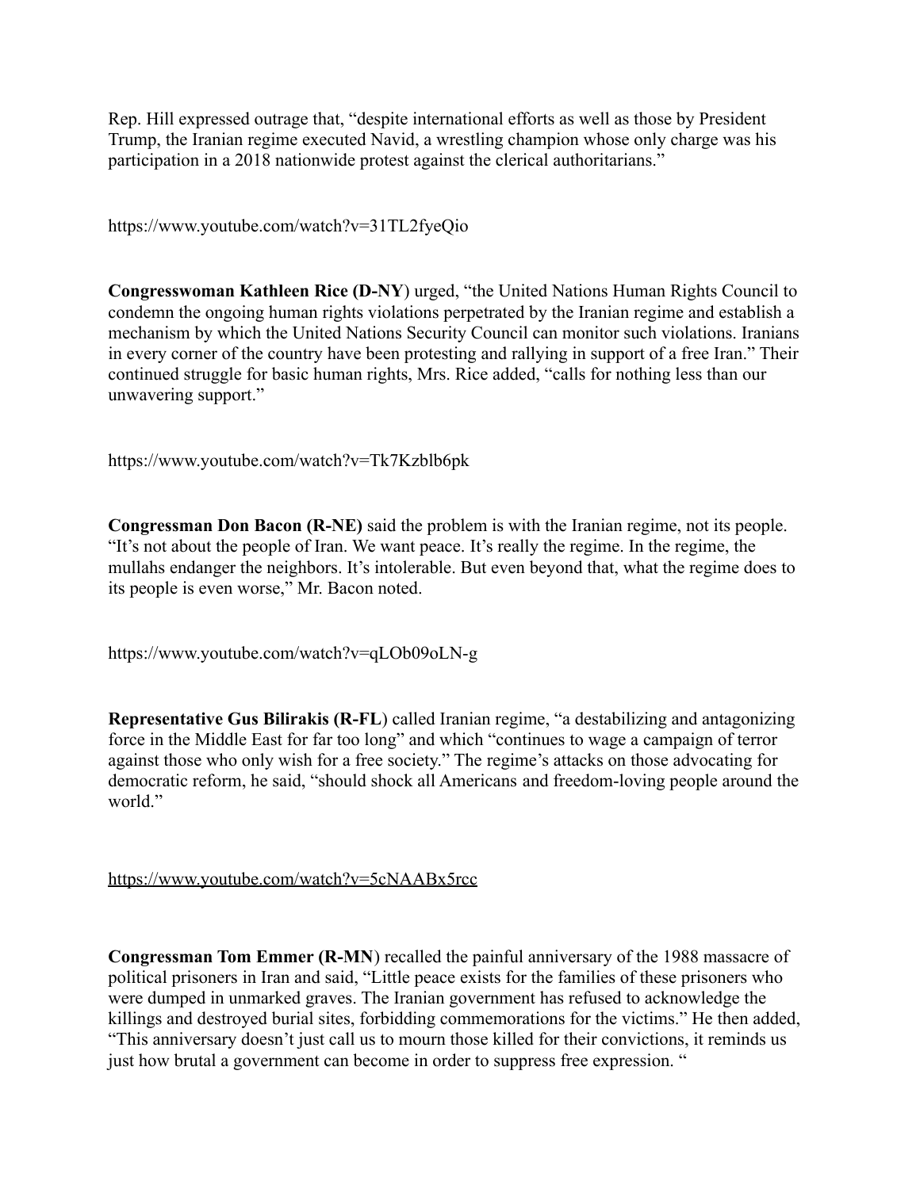Rep. Hill expressed outrage that, “despite international efforts as well as those by President Trump, the Iranian regime executed Navid, a wrestling champion whose only charge was his participation in a 2018 nationwide protest against the clerical authoritarians.”

https://www.youtube.com/watch?v=31TL2fyeQio

**Congresswoman Kathleen Rice (D-NY**) urged, “the United Nations Human Rights Council to condemn the ongoing human rights violations perpetrated by the Iranian regime and establish a mechanism by which the United Nations Security Council can monitor such violations. Iranians in every corner of the country have been protesting and rallying in support of a free Iran.” Their continued struggle for basic human rights, Mrs. Rice added, “calls for nothing less than our unwavering support.”

https://www.youtube.com/watch?v=Tk7Kzblb6pk

**Congressman Don Bacon (R-NE)** said the problem is with the Iranian regime, not its people. “It’s not about the people of Iran. We want peace. It’s really the regime. In the regime, the mullahs endanger the neighbors. It’s intolerable. But even beyond that, what the regime does to its people is even worse,” Mr. Bacon noted.

https://www.youtube.com/watch?v=qLOb09oLN-g

**Representative Gus Bilirakis (R-FL**) called Iranian regime, “a destabilizing and antagonizing force in the Middle East for far too long” and which “continues to wage a campaign of terror against those who only wish for a free society.” The regime’s attacks on those advocating for democratic reform, he said, “should shock all Americans and freedom-loving people around the world.”

https://www.youtube.com/watch?v=5cNAABx5rcc

**Congressman Tom Emmer (R-MN**) recalled the painful anniversary of the 1988 massacre of political prisoners in Iran and said, “Little peace exists for the families of these prisoners who were dumped in unmarked graves. The Iranian government has refused to acknowledge the killings and destroyed burial sites, forbidding commemorations for the victims.” He then added, “This anniversary doesn’t just call us to mourn those killed for their convictions, it reminds us just how brutal a government can become in order to suppress free expression. “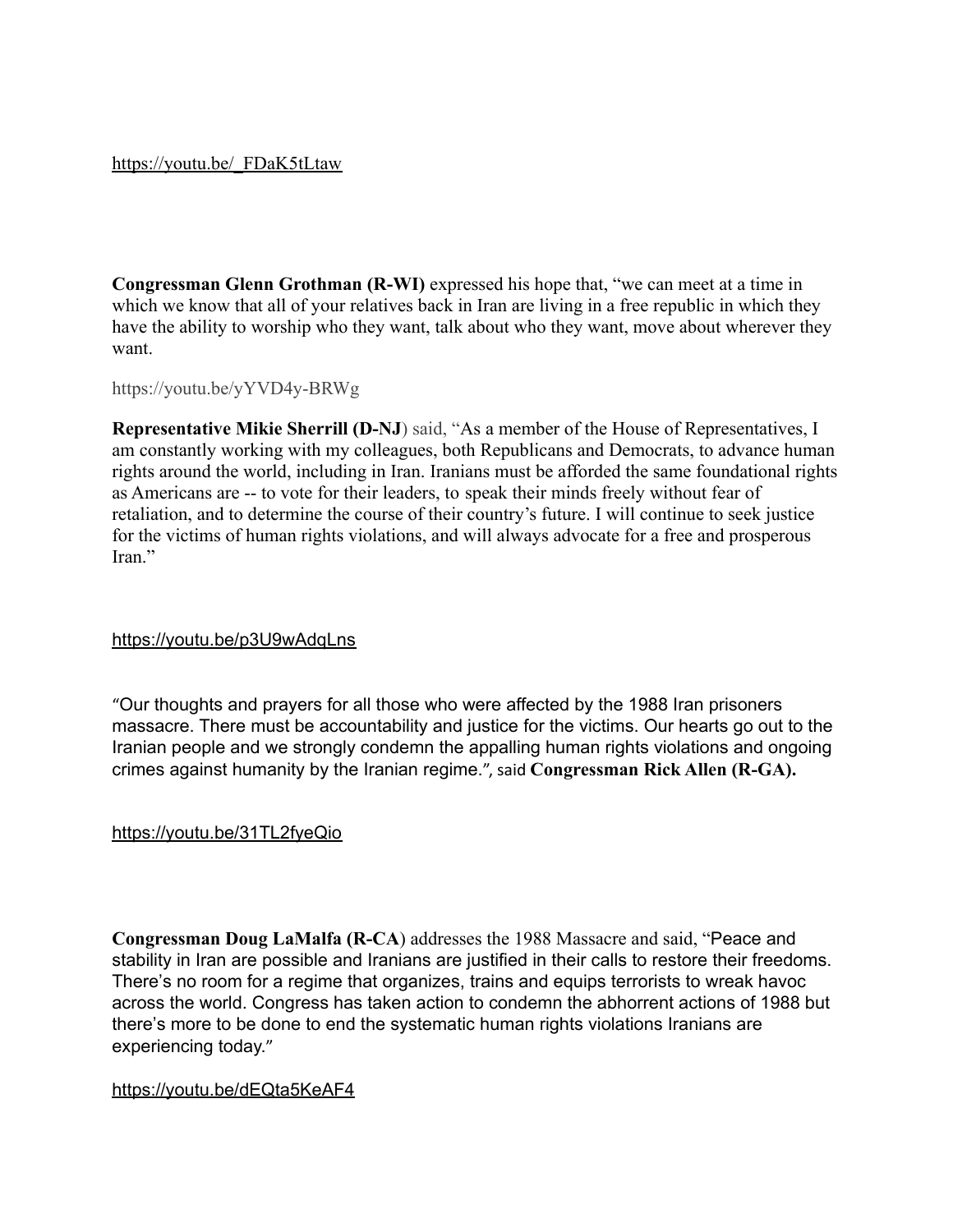https://youtu.be/_FDaK5tLtaw

**Congressman Glenn Grothman (R-WI)** expressed his hope that, "we can meet at a time in which we know that all of your relatives back in Iran are living in a free republic in which they have the ability to worship who they want, talk about who they want, move about wherever they want.

https://youtu.be/yYVD4y-BRWg

**Representative Mikie Sherrill (D-NJ**) said, "As a member of the House of Representatives, I am constantly working with my colleagues, both Republicans and Democrats, to advance human rights around the world, including in Iran. Iranians must be afforded the same foundational rights as Americans are -- to vote for their leaders, to speak their minds freely without fear of retaliation, and to determine the course of their country's future. I will continue to seek justice for the victims of human rights violations, and will always advocate for a free and prosperous Iran."

https://youtu.be/p3U9wAdqLns

"Our thoughts and prayers for all those who were affected by the 1988 Iran prisoners massacre. There must be accountability and justice for the victims. Our hearts go out to the Iranian people and we strongly condemn the appalling human rights violations and ongoing crimes against humanity by the Iranian regime.", said **Congressman Rick Allen (R-GA).**

https://youtu.be/31TL2fyeQio

**Congressman Doug LaMalfa (R-CA**) addresses the 1988 Massacre and said, "Peace and stability in Iran are possible and Iranians are justified in their calls to restore their freedoms. There's no room for a regime that organizes, trains and equips terrorists to wreak havoc across the world. Congress has taken action to condemn the abhorrent actions of 1988 but there's more to be done to end the systematic human rights violations Iranians are experiencing today."

https://youtu.be/dEQta5KeAF4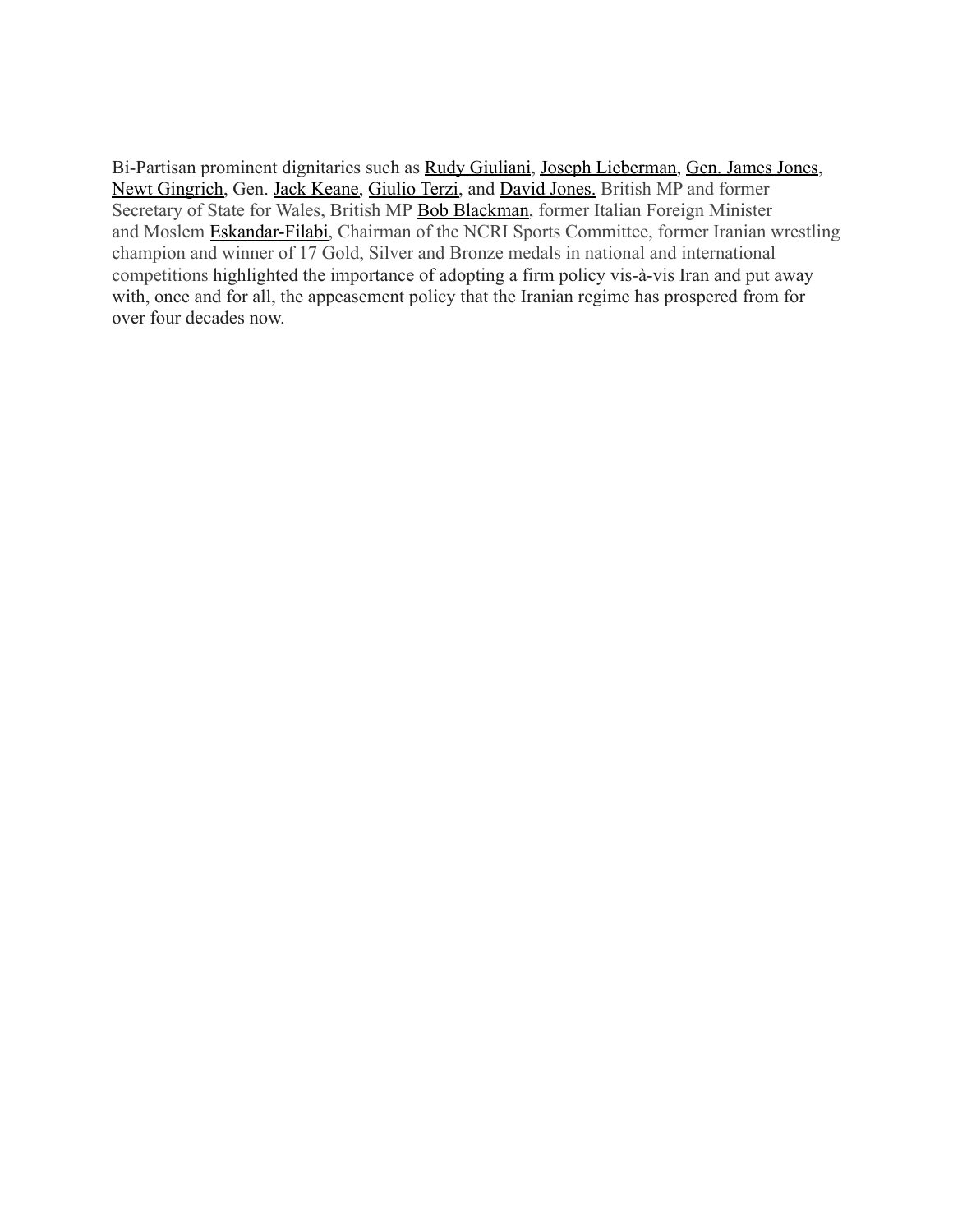Bi-Partisan prominent dignitaries such as Rudy Giuliani, Joseph Lieberman, Gen. James Jones, Newt Gingrich, Gen. Jack Keane, Giulio Terzi, and David Jones. British MP and former Secretary of State for Wales, British MP Bob Blackman, former Italian Foreign Minister and Moslem Eskandar-Filabi, Chairman of the NCRI Sports Committee, former Iranian wrestling champion and winner of 17 Gold, Silver and Bronze medals in national and international competitions highlighted the importance of adopting a firm policy vis-à-vis Iran and put away with, once and for all, the appeasement policy that the Iranian regime has prospered from for over four decades now.